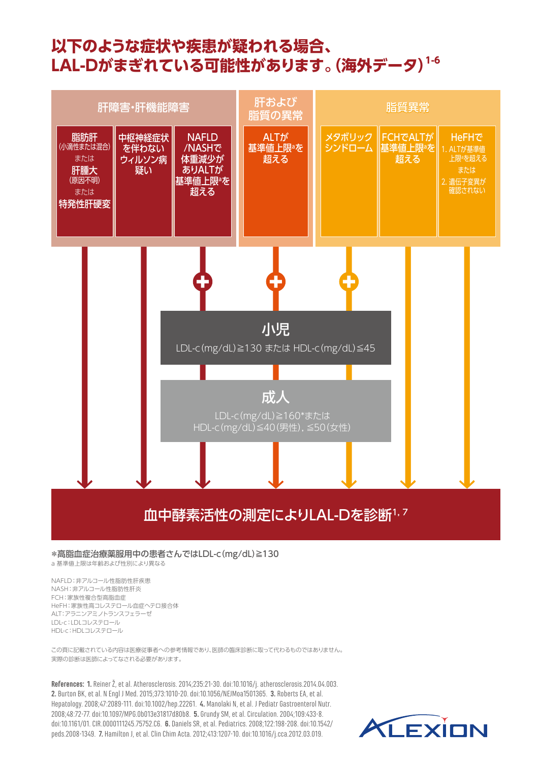# 以下のような症状や疾患が疑われる場合、LAL-Dがまぎれている可能性があります。(海外データ)[1-6]

## 肝障害・肝機能障害

- 脂肪肝(小滴性または混合) または 肝腫大(原因不明) または 特発性肝硬変
- 中枢神経症状を伴わないウィルソン病疑い
- NAFLD/NASHで体重減少がありALTが基準値上限[a]を超える ＋

## 肝および脂質の異常

- ALTが基準値上限[a]を超える ＋

## 脂質異常

- メタボリックシンドローム ＋
- FCHでALTが基準値上限[a]を超える
- HeFHで 1. ALTが基準値上限[a]を超える または 2. 遺伝子変異が確認されない

### 小児

LDL-c(mg/dL)≧130 または HDL-c(mg/dL)≦45

### 成人

LDL-c(mg/dL)≧160*または HDL-c(mg/dL)≦40(男性)、≦50(女性)

## 血中酵素活性の測定によりLAL-Dを診断[1,7]

＊高脂血症治療薬服用中の患者さんではLDL-c(mg/dL)≧130

a 基準値上限は年齢および性別により異なる

NAFLD：非アルコール性脂肪性肝疾患
NASH：非アルコール性脂肪性肝炎
FCH：家族性複合型高脂血症
HeFH：家族性高コレステロール血症ヘテロ接合体
ALT：アラニンアミノトランスフェラーゼ
LDL-c：LDLコレステロール
HDL-c：HDLコレステロール

この頁に記載されている内容は医療従事者への参考情報であり、医師の臨床診断に取って代わるものではありません。
実際の診断は医師によってなされる必要があります。

**References:** **1.** Reiner Ž, et al. Atherosclerosis. 2014;235:21-30. doi:10.1016/j. atherosclerosis.2014.04.003. **2.** Burton BK, et al. N Engl J Med. 2015;373:1010-20. doi:10.1056/NEJMoa1501365. **3.** Roberts EA, et al. Hepatology. 2008;47:2089-111. doi:10.1002/hep.22261. **4.** Manolaki N, et al. J Pediatr Gastroenterol Nutr. 2008;48:72-77. doi:10.1097/MPG.0b013e31817d80b8. **5.** Grundy SM, et al. Circulation. 2004;109:433-8. doi:10.1161/01. CIR.0000111245.75752.C6. **6.** Daniels SR, et al. Pediatrics. 2008;122:198-208. doi:10.1542/peds.2008-1349. **7.** Hamilton J, et al. Clin Chim Acta. 2012;413:1207-10. doi:10.1016/j.cca.2012.03.019.

ALEXION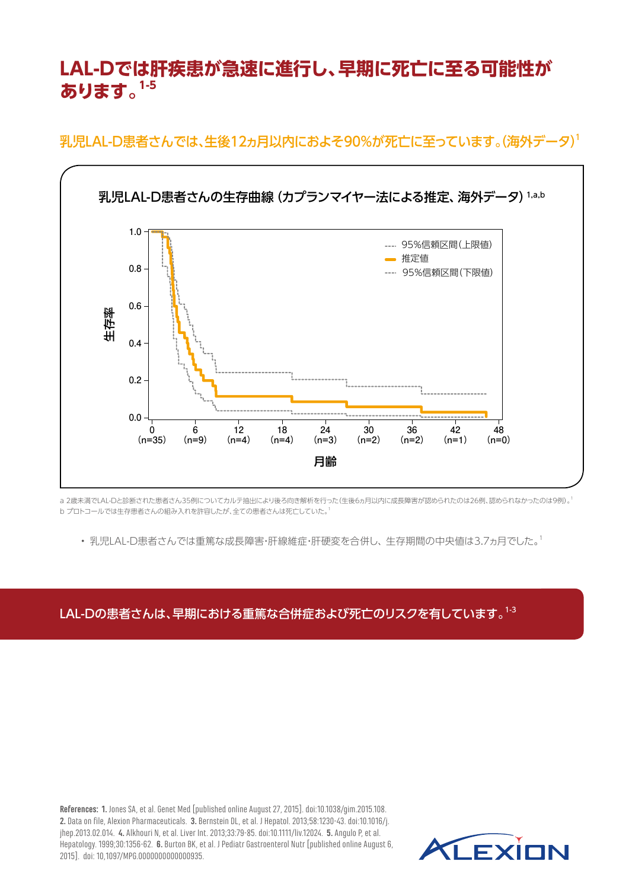# LAL-Dでは肝疾患が急速に進行し、早期に死亡に至る可能性があります。[1-5]

## 乳児LAL-D患者さんでは、生後12ヵ月以内におよそ90%が死亡に至っています。(海外データ)[1]

乳児LAL-D患者さんの生存曲線（カプランマイヤー法による推定、海外データ）[1,a,b]

生存率

1.0
0.8
0.6
0.4
0.2
0.0

--- 95%信頼区間(上限値)
— 推定値
--- 95%信頼区間(下限値)

| 0 | 6 | 12 | 18 | 24 | 30 | 36 | 42 | 48 |
|---|---|---|---|---|---|---|---|---|
| (n=35) | (n=9) | (n=4) | (n=4) | (n=3) | (n=2) | (n=2) | (n=1) | (n=0) |

月齢

a 2歳未満でLAL-Dと診断された患者さん35例についてカルテ抽出により後ろ向き解析を行った(生後6ヵ月以内に成長障害が認められたのは26例、認められなかったのは9例)。[1]
b プロトコールでは生存患者さんの組み入れを許容したが、全ての患者さんは死亡していた。[1]

- 乳児LAL-D患者さんでは重篤な成長障害・肝線維症・肝硬変を合併し、生存期間の中央値は3.7ヵ月でした。[1]

**LAL-Dの患者さんは、早期における重篤な合併症および死亡のリスクを有しています。[1-3]**

**References:** **1.** Jones SA, et al. Genet Med [published online August 27, 2015]. doi:10.1038/gim.2015.108. **2.** Data on file, Alexion Pharmaceuticals. **3.** Bernstein DL, et al. J Hepatol. 2013;58:1230-43. doi:10.1016/j.jhep.2013.02.014. **4.** Alkhouri N, et al. Liver Int. 2013;33:79-85. doi:10.1111/liv.12024. **5.** Angulo P, et al. Hepatology. 1999;30:1356-62. **6.** Burton BK, et al. J Pediatr Gastroenterol Nutr [published online August 6, 2015]. doi: 10.1097/MPG.0000000000000935.

ALEXION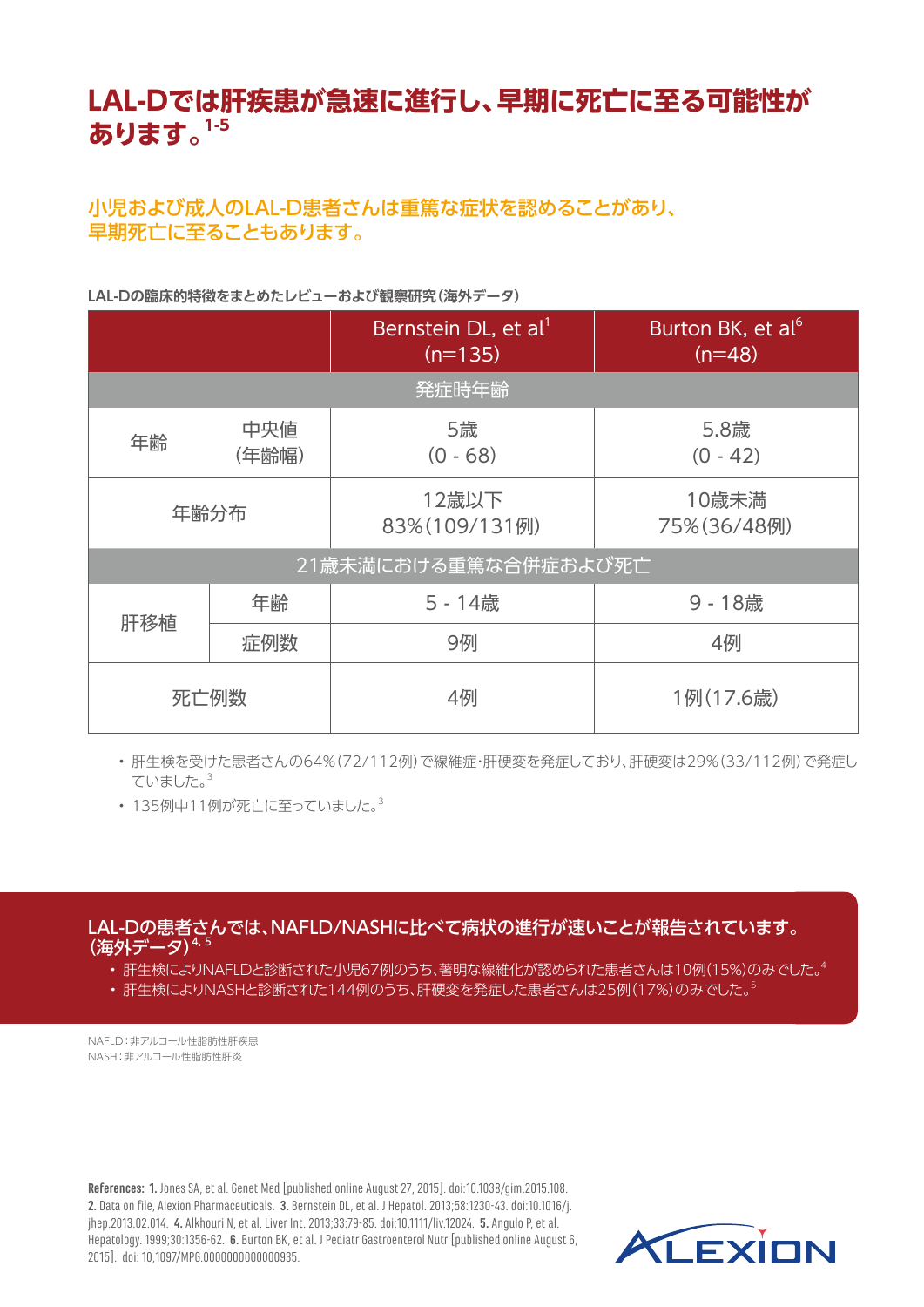# LAL-Dでは肝疾患が急速に進行し、早期に死亡に至る可能性があります。[1-5]

## 小児および成人のLAL-D患者さんは重篤な症状を認めることがあり、早期死亡に至ることもあります。

LAL-Dの臨床的特徴をまとめたレビューおよび観察研究（海外データ）

| | | Bernstein DL, et al[1] (n=135) | Burton BK, et al[6] (n=48) |
|---|---|---|---|
| 発症時年齢 | | | |
| 年齢 | 中央値（年齢幅） | 5歳 (0 - 68) | 5.8歳 (0 - 42) |
| 年齢分布 | | 12歳以下 83%（109/131例） | 10歳未満 75%（36/48例） |
| 21歳未満における重篤な合併症および死亡 | | | |
| 肝移植 | 年齢 | 5 - 14歳 | 9 - 18歳 |
| | 症例数 | 9例 | 4例 |
| 死亡例数 | | 4例 | 1例（17.6歳） |

- 肝生検を受けた患者さんの64%（72/112例）で線維症・肝硬変を発症しており、肝硬変は29%（33/112例）で発症していました。[3]
- 135例中11例が死亡に至っていました。[3]

## LAL-Dの患者さんでは、NAFLD/NASHに比べて病状の進行が速いことが報告されています。（海外データ）[4, 5]

- 肝生検によりNAFLDと診断された小児67例のうち、著明な線維化が認められた患者さんは10例（15%）のみでした。[4]
- 肝生検によりNASHと診断された144例のうち、肝硬変を発症した患者さんは25例（17%）のみでした。[5]

NAFLD：非アルコール性脂肪性肝疾患
NASH：非アルコール性脂肪性肝炎

**References: 1.** Jones SA, et al. Genet Med [published online August 27, 2015]. doi:10.1038/gim.2015.108. **2.** Data on file, Alexion Pharmaceuticals. **3.** Bernstein DL, et al. J Hepatol. 2013;58:1230-43. doi:10.1016/j.jhep.2013.02.014. **4.** Alkhouri N, et al. Liver Int. 2013;33:79-85. doi:10.1111/liv.12024. **5.** Angulo P, et al. Hepatology. 1999;30:1356-62. **6.** Burton BK, et al. J Pediatr Gastroenterol Nutr [published online August 6, 2015]. doi: 10,1097/MPG.0000000000000935.

ALEXION